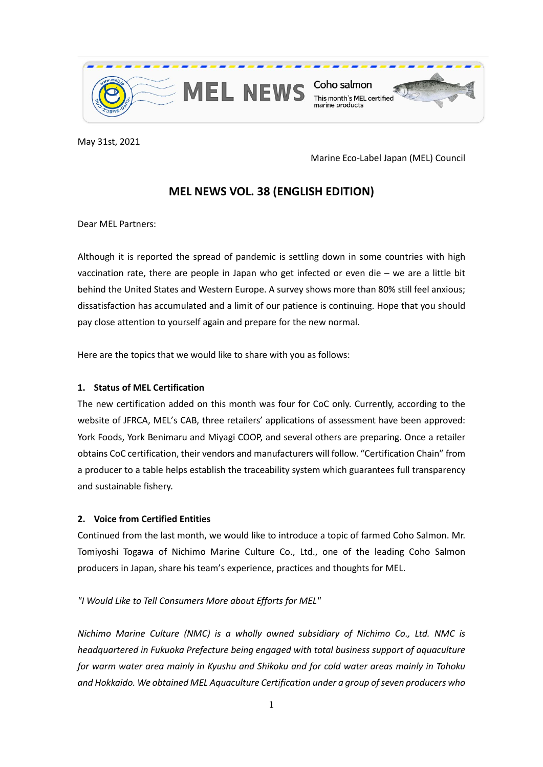MEL NEWS — Coho salmon — This month's MEL certified marine products

May 31st, 2021

Marine Eco-Label Japan (MEL) Council

# MEL NEWS VOL. 38 (ENGLISH EDITION)

Dear MEL Partners:

Although it is reported the spread of pandemic is settling down in some countries with high vaccination rate, there are people in Japan who get infected or even die – we are a little bit behind the United States and Western Europe. A survey shows more than 80% still feel anxious; dissatisfaction has accumulated and a limit of our patience is continuing. Hope that you should pay close attention to yourself again and prepare for the new normal.

Here are the topics that we would like to share with you as follows:

### 1. Status of MEL Certification

The new certification added on this month was four for CoC only. Currently, according to the website of JFRCA, MEL's CAB, three retailers' applications of assessment have been approved: York Foods, York Benimaru and Miyagi COOP, and several others are preparing. Once a retailer obtains CoC certification, their vendors and manufacturers will follow. "Certification Chain" from a producer to a table helps establish the traceability system which guarantees full transparency and sustainable fishery.

### 2. Voice from Certified Entities

Continued from the last month, we would like to introduce a topic of farmed Coho Salmon. Mr. Tomiyoshi Togawa of Nichimo Marine Culture Co., Ltd., one of the leading Coho Salmon producers in Japan, share his team's experience, practices and thoughts for MEL.

*"I Would Like to Tell Consumers More about Efforts for MEL"*

*Nichimo Marine Culture (NMC) is a wholly owned subsidiary of Nichimo Co., Ltd. NMC is headquartered in Fukuoka Prefecture being engaged with total business support of aquaculture for warm water area mainly in Kyushu and Shikoku and for cold water areas mainly in Tohoku and Hokkaido. We obtained MEL Aquaculture Certification under a group of seven producers who*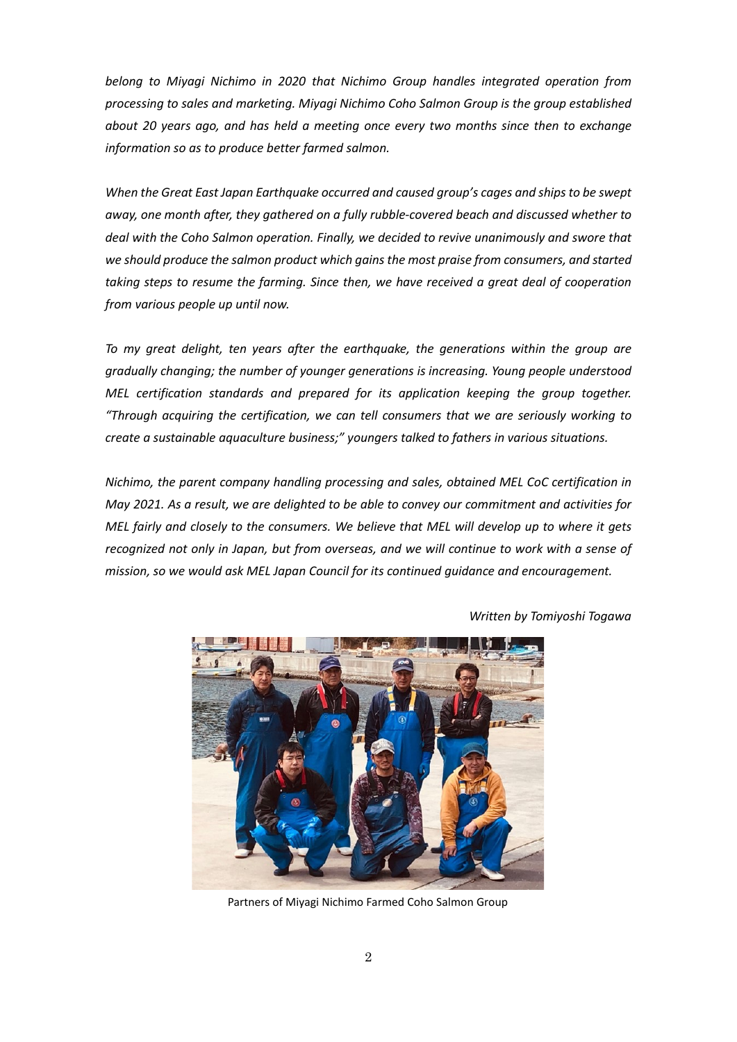*belong to Miyagi Nichimo in 2020 that Nichimo Group handles integrated operation from processing to sales and marketing. Miyagi Nichimo Coho Salmon Group is the group established about 20 years ago, and has held a meeting once every two months since then to exchange information so as to produce better farmed salmon.*

*When the Great East Japan Earthquake occurred and caused group's cages and ships to be swept away, one month after, they gathered on a fully rubble-covered beach and discussed whether to deal with the Coho Salmon operation. Finally, we decided to revive unanimously and swore that we should produce the salmon product which gains the most praise from consumers, and started taking steps to resume the farming. Since then, we have received a great deal of cooperation from various people up until now.*

*To my great delight, ten years after the earthquake, the generations within the group are gradually changing; the number of younger generations is increasing. Young people understood MEL certification standards and prepared for its application keeping the group together. "Through acquiring the certification, we can tell consumers that we are seriously working to create a sustainable aquaculture business;" youngers talked to fathers in various situations.*

*Nichimo, the parent company handling processing and sales, obtained MEL CoC certification in May 2021. As a result, we are delighted to be able to convey our commitment and activities for MEL fairly and closely to the consumers. We believe that MEL will develop up to where it gets recognized not only in Japan, but from overseas, and we will continue to work with a sense of mission, so we would ask MEL Japan Council for its continued guidance and encouragement.*

*Written by Tomiyoshi Togawa*

Partners of Miyagi Nichimo Farmed Coho Salmon Group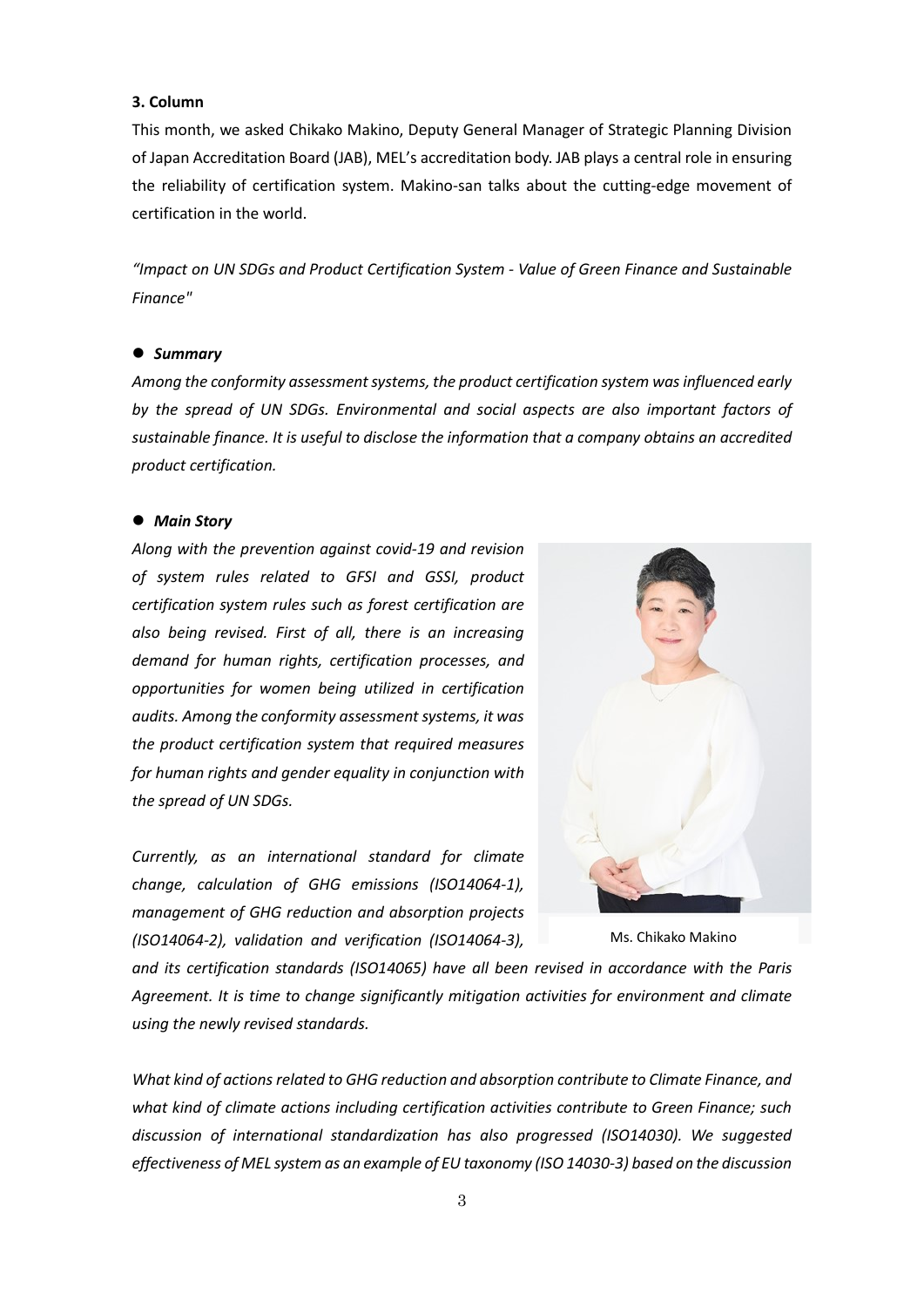**3. Column**

This month, we asked Chikako Makino, Deputy General Manager of Strategic Planning Division of Japan Accreditation Board (JAB), MEL's accreditation body. JAB plays a central role in ensuring the reliability of certification system. Makino-san talks about the cutting-edge movement of certification in the world.

*"Impact on UN SDGs and Product Certification System - Value of Green Finance and Sustainable Finance"*

- ***Summary***

*Among the conformity assessment systems, the product certification system was influenced early by the spread of UN SDGs. Environmental and social aspects are also important factors of sustainable finance. It is useful to disclose the information that a company obtains an accredited product certification.*

- ***Main Story***

*Along with the prevention against covid-19 and revision of system rules related to GFSI and GSSI, product certification system rules such as forest certification are also being revised. First of all, there is an increasing demand for human rights, certification processes, and opportunities for women being utilized in certification audits. Among the conformity assessment systems, it was the product certification system that required measures for human rights and gender equality in conjunction with the spread of UN SDGs.*

Ms. Chikako Makino

*Currently, as an international standard for climate change, calculation of GHG emissions (ISO14064-1), management of GHG reduction and absorption projects (ISO14064-2), validation and verification (ISO14064-3), and its certification standards (ISO14065) have all been revised in accordance with the Paris Agreement. It is time to change significantly mitigation activities for environment and climate using the newly revised standards.*

*What kind of actions related to GHG reduction and absorption contribute to Climate Finance, and what kind of climate actions including certification activities contribute to Green Finance; such discussion of international standardization has also progressed (ISO14030). We suggested effectiveness of MEL system as an example of EU taxonomy (ISO 14030-3) based on the discussion*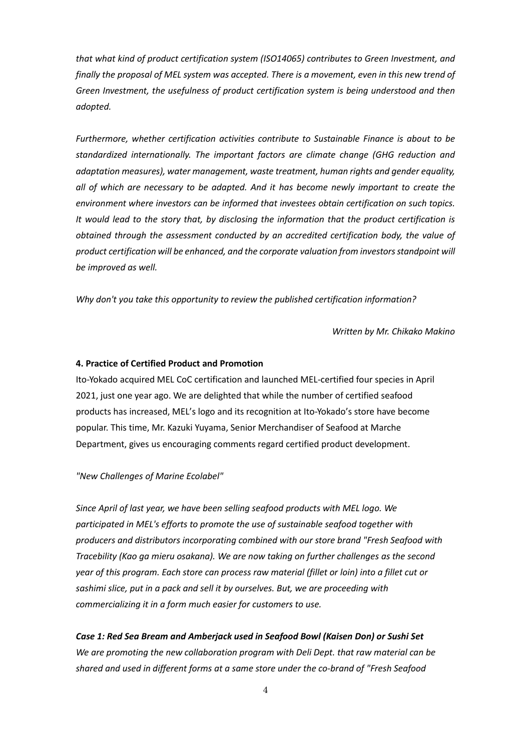*that what kind of product certification system (ISO14065) contributes to Green Investment, and finally the proposal of MEL system was accepted. There is a movement, even in this new trend of Green Investment, the usefulness of product certification system is being understood and then adopted.*

*Furthermore, whether certification activities contribute to Sustainable Finance is about to be standardized internationally. The important factors are climate change (GHG reduction and adaptation measures), water management, waste treatment, human rights and gender equality, all of which are necessary to be adapted. And it has become newly important to create the environment where investors can be informed that investees obtain certification on such topics. It would lead to the story that, by disclosing the information that the product certification is obtained through the assessment conducted by an accredited certification body, the value of product certification will be enhanced, and the corporate valuation from investors standpoint will be improved as well.*

*Why don't you take this opportunity to review the published certification information?*

*Written by Mr. Chikako Makino*

**4. Practice of Certified Product and Promotion**

Ito-Yokado acquired MEL CoC certification and launched MEL-certified four species in April 2021, just one year ago. We are delighted that while the number of certified seafood products has increased, MEL's logo and its recognition at Ito-Yokado's store have become popular. This time, Mr. Kazuki Yuyama, Senior Merchandiser of Seafood at Marche Department, gives us encouraging comments regard certified product development.

*"New Challenges of Marine Ecolabel"*

*Since April of last year, we have been selling seafood products with MEL logo. We participated in MEL's efforts to promote the use of sustainable seafood together with producers and distributors incorporating combined with our store brand "Fresh Seafood with Tracebility (Kao ga mieru osakana). We are now taking on further challenges as the second year of this program. Each store can process raw material (fillet or loin) into a fillet cut or sashimi slice, put in a pack and sell it by ourselves. But, we are proceeding with commercializing it in a form much easier for customers to use.*

***Case 1: Red Sea Bream and Amberjack used in Seafood Bowl (Kaisen Don) or Sushi Set***

*We are promoting the new collaboration program with Deli Dept. that raw material can be shared and used in different forms at a same store under the co-brand of "Fresh Seafood*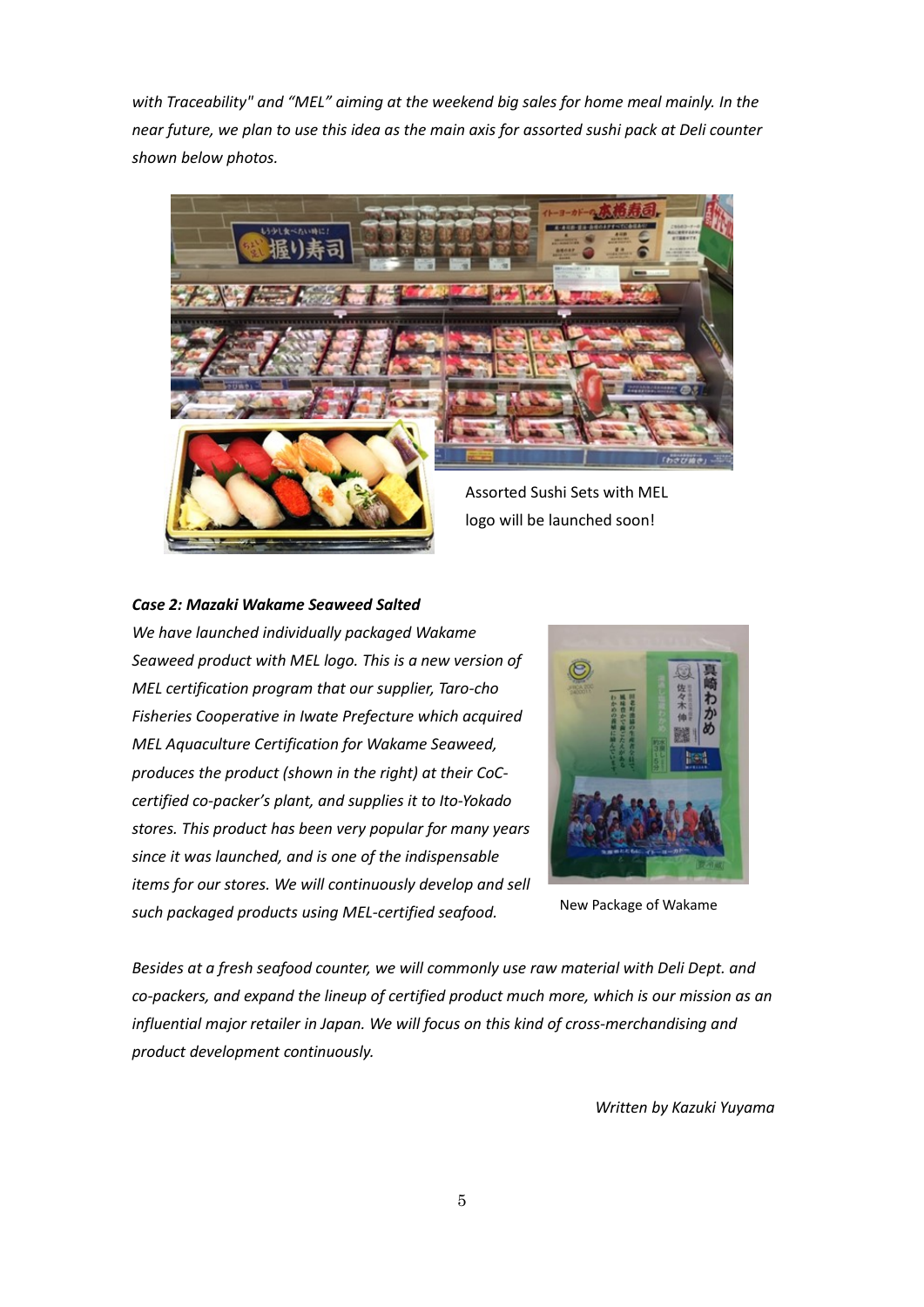*with Traceability" and "MEL" aiming at the weekend big sales for home meal mainly. In the near future, we plan to use this idea as the main axis for assorted sushi pack at Deli counter shown below photos.*

Assorted Sushi Sets with MEL logo will be launched soon!

***Case 2: Mazaki Wakame Seaweed Salted***

*We have launched individually packaged Wakame Seaweed product with MEL logo. This is a new version of MEL certification program that our supplier, Taro-cho Fisheries Cooperative in Iwate Prefecture which acquired MEL Aquaculture Certification for Wakame Seaweed, produces the product (shown in the right) at their CoC-certified co-packer's plant, and supplies it to Ito-Yokado stores. This product has been very popular for many years since it was launched, and is one of the indispensable items for our stores. We will continuously develop and sell such packaged products using MEL-certified seafood.*

New Package of Wakame

*Besides at a fresh seafood counter, we will commonly use raw material with Deli Dept. and co-packers, and expand the lineup of certified product much more, which is our mission as an influential major retailer in Japan. We will focus on this kind of cross-merchandising and product development continuously.*

*Written by Kazuki Yuyama*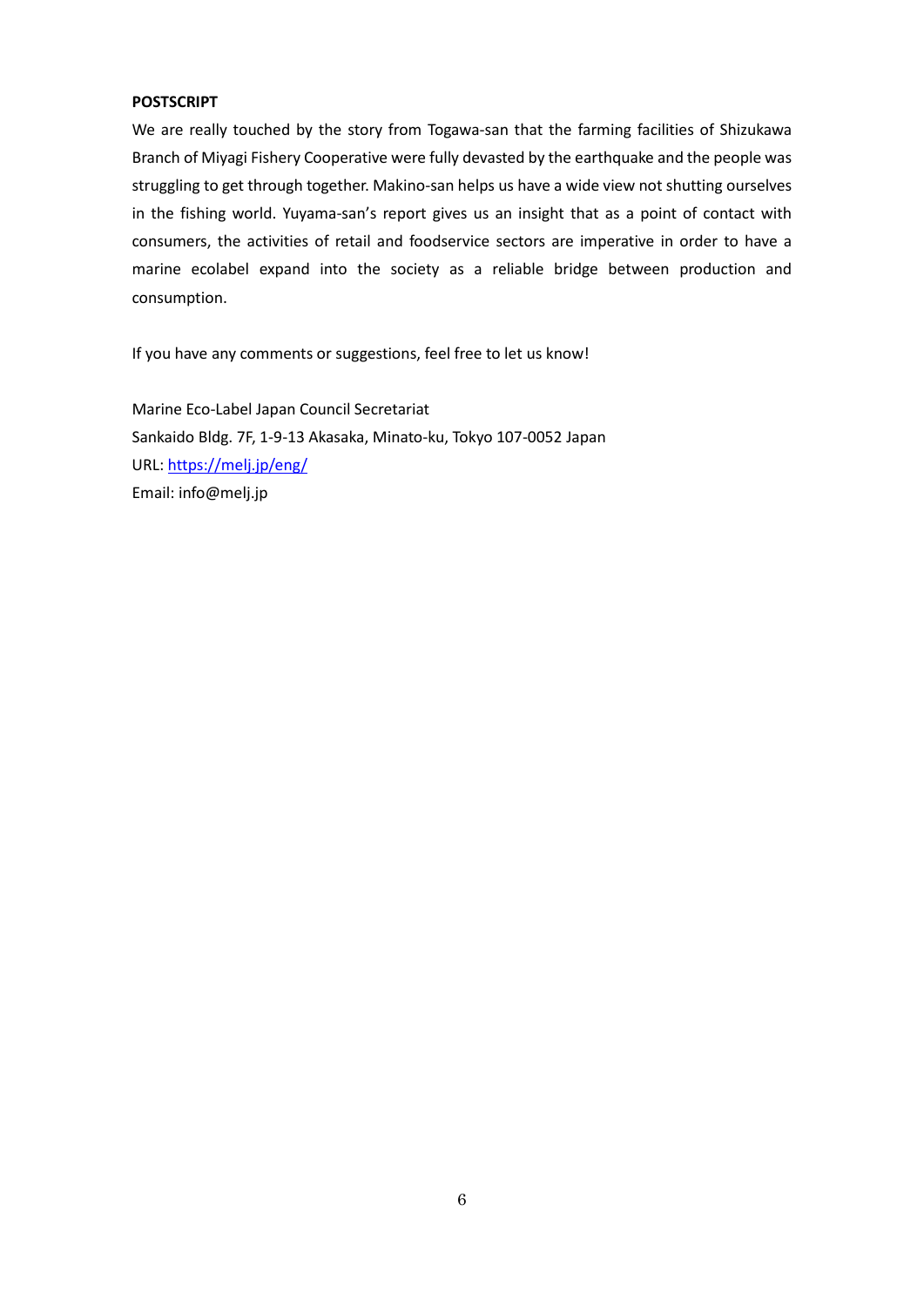**POSTSCRIPT**

We are really touched by the story from Togawa-san that the farming facilities of Shizukawa Branch of Miyagi Fishery Cooperative were fully devasted by the earthquake and the people was struggling to get through together. Makino-san helps us have a wide view not shutting ourselves in the fishing world. Yuyama-san's report gives us an insight that as a point of contact with consumers, the activities of retail and foodservice sectors are imperative in order to have a marine ecolabel expand into the society as a reliable bridge between production and consumption.

If you have any comments or suggestions, feel free to let us know!

Marine Eco-Label Japan Council Secretariat
Sankaido Bldg. 7F, 1-9-13 Akasaka, Minato-ku, Tokyo 107-0052 Japan
URL: [https://melj.jp/eng/](https://melj.jp/eng/)
Email: info@melj.jp